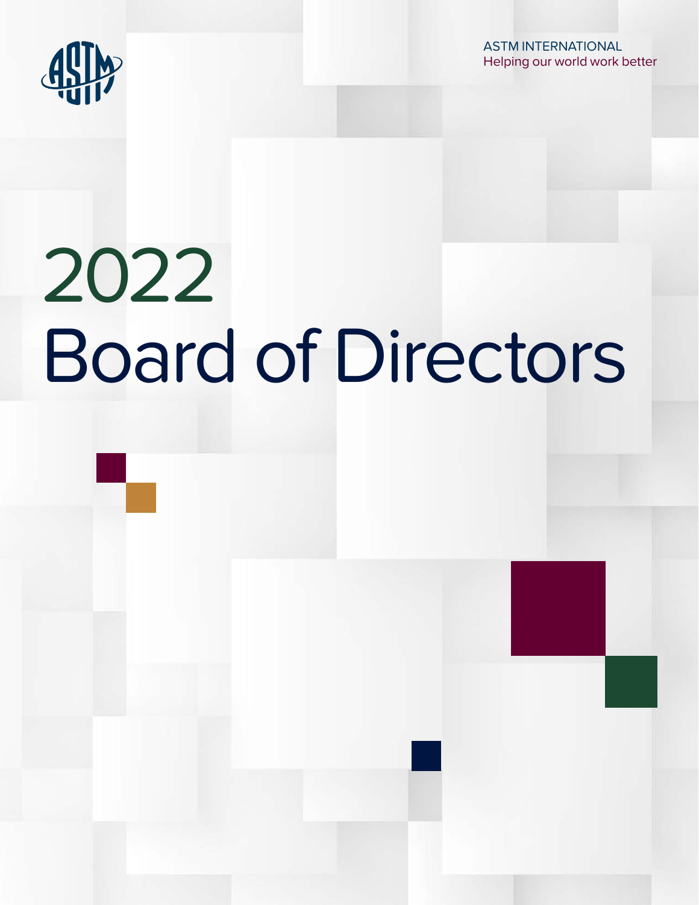ASTM INTERNATIONAL
Helping our world work better

# 2022
# Board of Directors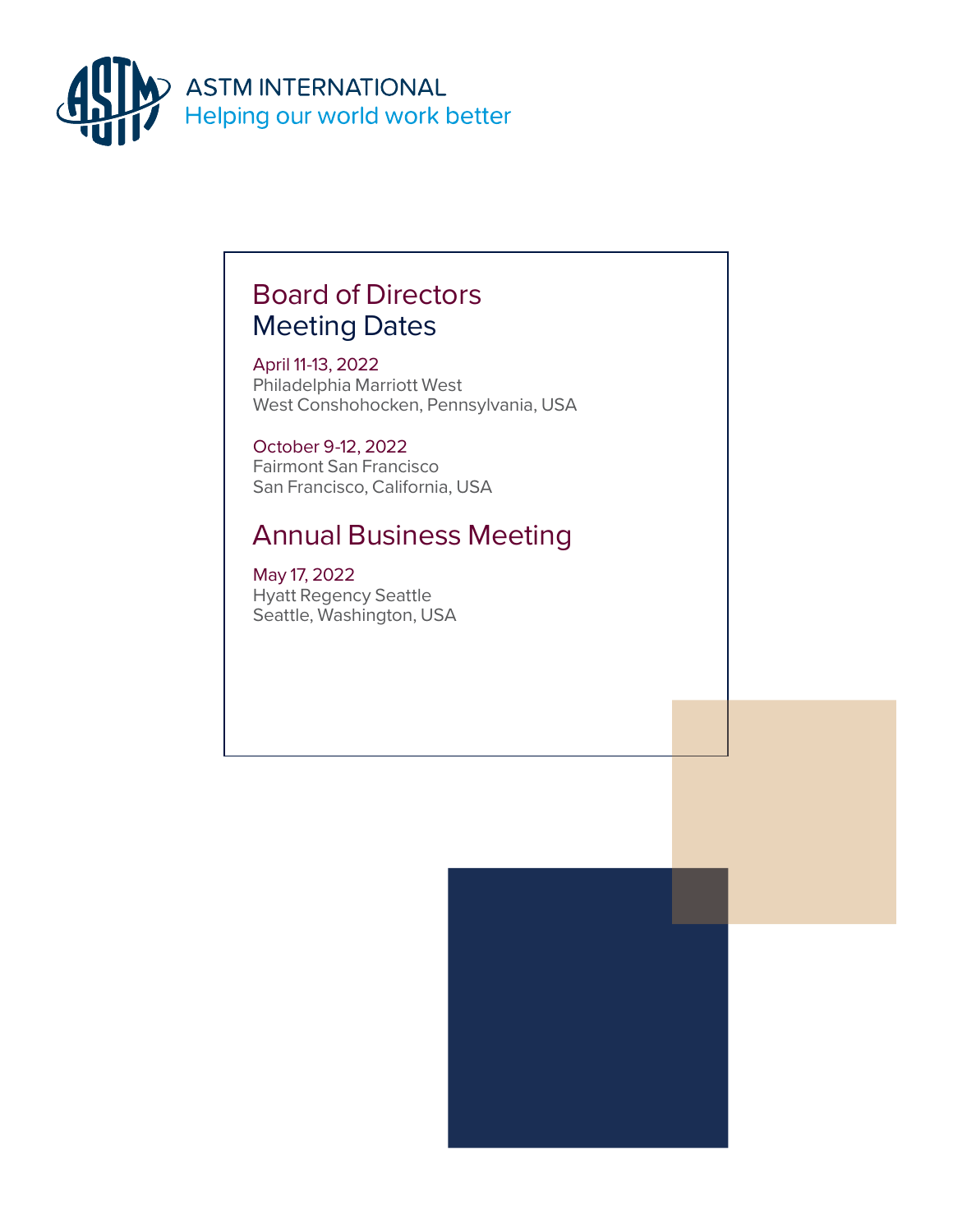ASTM INTERNATIONAL
Helping our world work better

# Board of Directors Meeting Dates

April 11-13, 2022
Philadelphia Marriott West
West Conshohocken, Pennsylvania, USA

October 9-12, 2022
Fairmont San Francisco
San Francisco, California, USA

# Annual Business Meeting

May 17, 2022
Hyatt Regency Seattle
Seattle, Washington, USA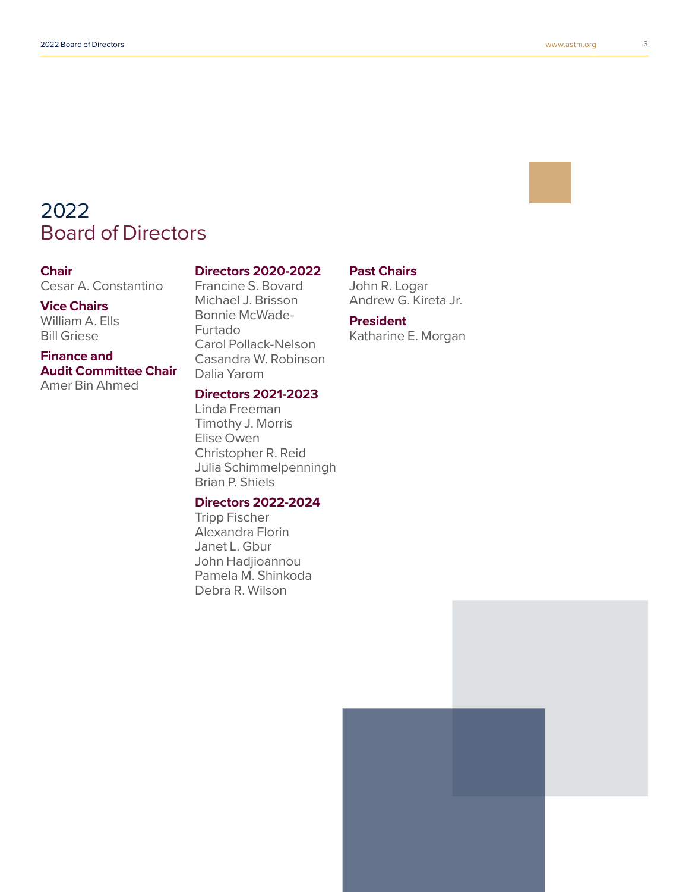# 2022 Board of Directors

**Chair**
Cesar A. Constantino

**Vice Chairs**
William A. Ells
Bill Griese

**Finance and Audit Committee Chair**
Amer Bin Ahmed

**Directors 2020-2022**
Francine S. Bovard
Michael J. Brisson
Bonnie McWade-Furtado
Carol Pollack-Nelson
Casandra W. Robinson
Dalia Yarom

**Directors 2021-2023**
Linda Freeman
Timothy J. Morris
Elise Owen
Christopher R. Reid
Julia Schimmelpenningh
Brian P. Shiels

**Directors 2022-2024**
Tripp Fischer
Alexandra Florin
Janet L. Gbur
John Hadjioannou
Pamela M. Shinkoda
Debra R. Wilson

**Past Chairs**
John R. Logar
Andrew G. Kireta Jr.

**President**
Katharine E. Morgan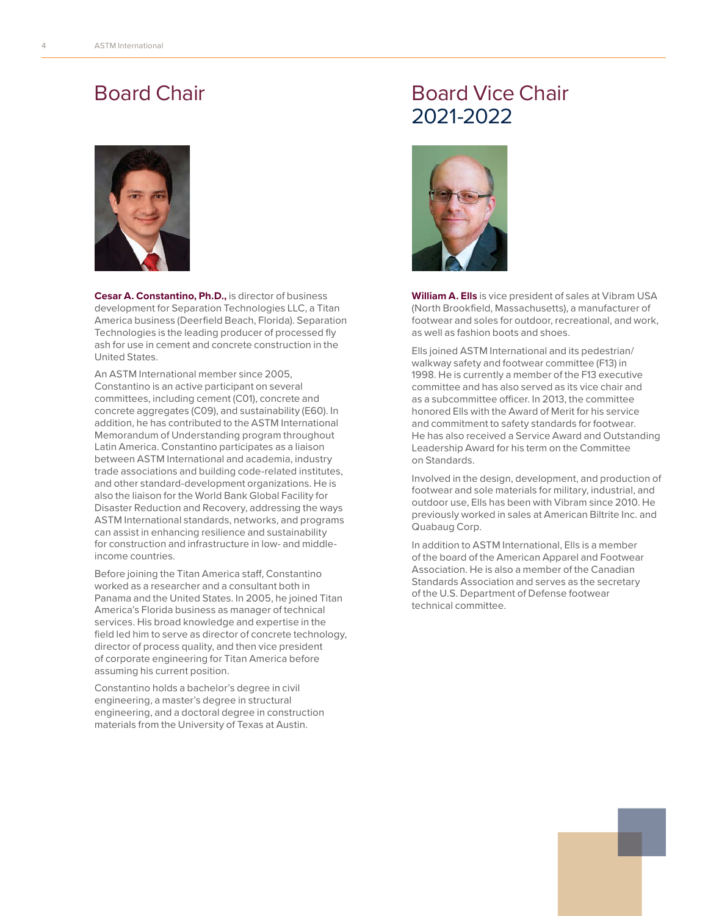## Board Chair

**Cesar A. Constantino, Ph.D.,** is director of business development for Separation Technologies LLC, a Titan America business (Deerfield Beach, Florida). Separation Technologies is the leading producer of processed fly ash for use in cement and concrete construction in the United States.

An ASTM International member since 2005, Constantino is an active participant on several committees, including cement (C01), concrete and concrete aggregates (C09), and sustainability (E60). In addition, he has contributed to the ASTM International Memorandum of Understanding program throughout Latin America. Constantino participates as a liaison between ASTM International and academia, industry trade associations and building code-related institutes, and other standard-development organizations. He is also the liaison for the World Bank Global Facility for Disaster Reduction and Recovery, addressing the ways ASTM International standards, networks, and programs can assist in enhancing resilience and sustainability for construction and infrastructure in low- and middle-income countries.

Before joining the Titan America staff, Constantino worked as a researcher and a consultant both in Panama and the United States. In 2005, he joined Titan America's Florida business as manager of technical services. His broad knowledge and expertise in the field led him to serve as director of concrete technology, director of process quality, and then vice president of corporate engineering for Titan America before assuming his current position.

Constantino holds a bachelor's degree in civil engineering, a master's degree in structural engineering, and a doctoral degree in construction materials from the University of Texas at Austin.

## Board Vice Chair 2021-2022

**William A. Ells** is vice president of sales at Vibram USA (North Brookfield, Massachusetts), a manufacturer of footwear and soles for outdoor, recreational, and work, as well as fashion boots and shoes.

Ells joined ASTM International and its pedestrian/walkway safety and footwear committee (F13) in 1998. He is currently a member of the F13 executive committee and has also served as its vice chair and as a subcommittee officer. In 2013, the committee honored Ells with the Award of Merit for his service and commitment to safety standards for footwear. He has also received a Service Award and Outstanding Leadership Award for his term on the Committee on Standards.

Involved in the design, development, and production of footwear and sole materials for military, industrial, and outdoor use, Ells has been with Vibram since 2010. He previously worked in sales at American Biltrite Inc. and Quabaug Corp.

In addition to ASTM International, Ells is a member of the board of the American Apparel and Footwear Association. He is also a member of the Canadian Standards Association and serves as the secretary of the U.S. Department of Defense footwear technical committee.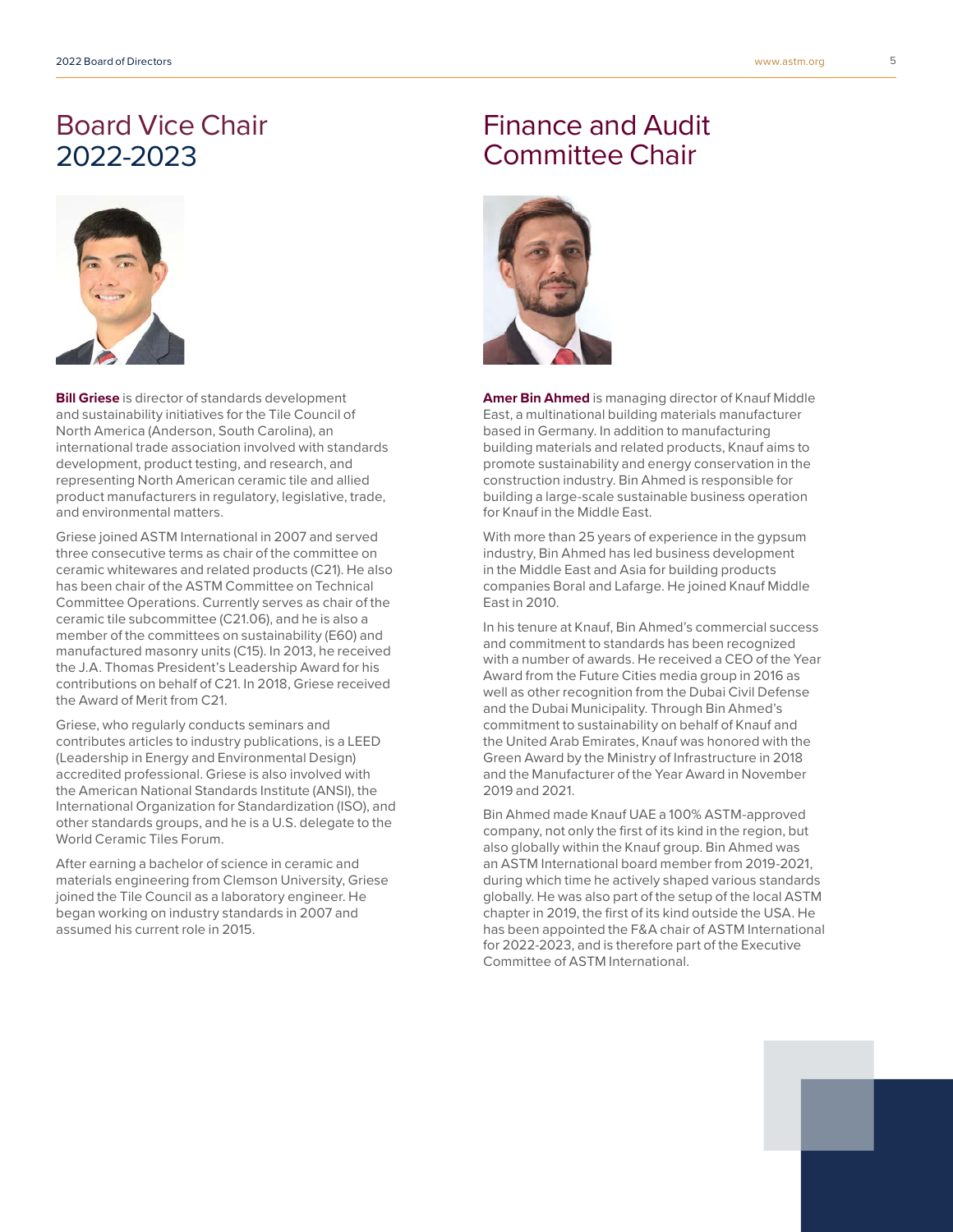## Board Vice Chair 2022-2023

**Bill Griese** is director of standards development and sustainability initiatives for the Tile Council of North America (Anderson, South Carolina), an international trade association involved with standards development, product testing, and research, and representing North American ceramic tile and allied product manufacturers in regulatory, legislative, trade, and environmental matters.

Griese joined ASTM International in 2007 and served three consecutive terms as chair of the committee on ceramic whitewares and related products (C21). He also has been chair of the ASTM Committee on Technical Committee Operations. Currently serves as chair of the ceramic tile subcommittee (C21.06), and he is also a member of the committees on sustainability (E60) and manufactured masonry units (C15). In 2013, he received the J.A. Thomas President's Leadership Award for his contributions on behalf of C21. In 2018, Griese received the Award of Merit from C21.

Griese, who regularly conducts seminars and contributes articles to industry publications, is a LEED (Leadership in Energy and Environmental Design) accredited professional. Griese is also involved with the American National Standards Institute (ANSI), the International Organization for Standardization (ISO), and other standards groups, and he is a U.S. delegate to the World Ceramic Tiles Forum.

After earning a bachelor of science in ceramic and materials engineering from Clemson University, Griese joined the Tile Council as a laboratory engineer. He began working on industry standards in 2007 and assumed his current role in 2015.

## Finance and Audit Committee Chair

**Amer Bin Ahmed** is managing director of Knauf Middle East, a multinational building materials manufacturer based in Germany. In addition to manufacturing building materials and related products, Knauf aims to promote sustainability and energy conservation in the construction industry. Bin Ahmed is responsible for building a large-scale sustainable business operation for Knauf in the Middle East.

With more than 25 years of experience in the gypsum industry, Bin Ahmed has led business development in the Middle East and Asia for building products companies Boral and Lafarge. He joined Knauf Middle East in 2010.

In his tenure at Knauf, Bin Ahmed's commercial success and commitment to standards has been recognized with a number of awards. He received a CEO of the Year Award from the Future Cities media group in 2016 as well as other recognition from the Dubai Civil Defense and the Dubai Municipality. Through Bin Ahmed's commitment to sustainability on behalf of Knauf and the United Arab Emirates, Knauf was honored with the Green Award by the Ministry of Infrastructure in 2018 and the Manufacturer of the Year Award in November 2019 and 2021.

Bin Ahmed made Knauf UAE a 100% ASTM-approved company, not only the first of its kind in the region, but also globally within the Knauf group. Bin Ahmed was an ASTM International board member from 2019-2021, during which time he actively shaped various standards globally. He was also part of the setup of the local ASTM chapter in 2019, the first of its kind outside the USA. He has been appointed the F&A chair of ASTM International for 2022-2023, and is therefore part of the Executive Committee of ASTM International.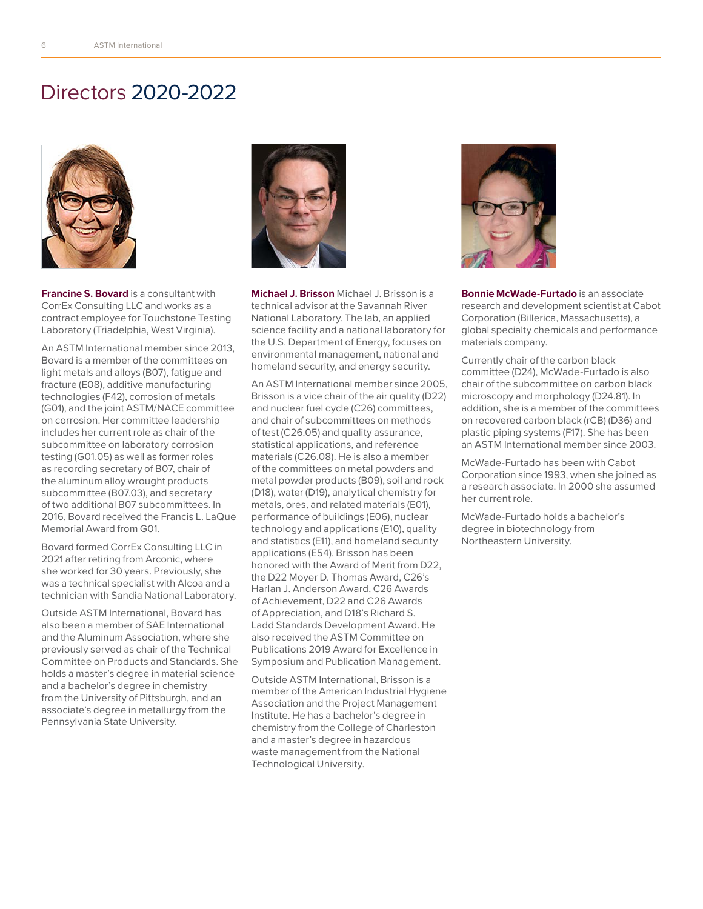# Directors 2020-2022

**Francine S. Bovard** is a consultant with CorrEx Consulting LLC and works as a contract employee for Touchstone Testing Laboratory (Triadelphia, West Virginia).

An ASTM International member since 2013, Bovard is a member of the committees on light metals and alloys (B07), fatigue and fracture (E08), additive manufacturing technologies (F42), corrosion of metals (G01), and the joint ASTM/NACE committee on corrosion. Her committee leadership includes her current role as chair of the subcommittee on laboratory corrosion testing (G01.05) as well as former roles as recording secretary of B07, chair of the aluminum alloy wrought products subcommittee (B07.03), and secretary of two additional B07 subcommittees. In 2016, Bovard received the Francis L. LaQue Memorial Award from G01.

Bovard formed CorrEx Consulting LLC in 2021 after retiring from Arconic, where she worked for 30 years. Previously, she was a technical specialist with Alcoa and a technician with Sandia National Laboratory.

Outside ASTM International, Bovard has also been a member of SAE International and the Aluminum Association, where she previously served as chair of the Technical Committee on Products and Standards. She holds a master's degree in material science and a bachelor's degree in chemistry from the University of Pittsburgh, and an associate's degree in metallurgy from the Pennsylvania State University.

**Michael J. Brisson** Michael J. Brisson is a technical advisor at the Savannah River National Laboratory. The lab, an applied science facility and a national laboratory for the U.S. Department of Energy, focuses on environmental management, national and homeland security, and energy security.

An ASTM International member since 2005, Brisson is a vice chair of the air quality (D22) and nuclear fuel cycle (C26) committees, and chair of subcommittees on methods of test (C26.05) and quality assurance, statistical applications, and reference materials (C26.08). He is also a member of the committees on metal powders and metal powder products (B09), soil and rock (D18), water (D19), analytical chemistry for metals, ores, and related materials (E01), performance of buildings (E06), nuclear technology and applications (E10), quality and statistics (E11), and homeland security applications (E54). Brisson has been honored with the Award of Merit from D22, the D22 Moyer D. Thomas Award, C26's Harlan J. Anderson Award, C26 Awards of Achievement, D22 and C26 Awards of Appreciation, and D18's Richard S. Ladd Standards Development Award. He also received the ASTM Committee on Publications 2019 Award for Excellence in Symposium and Publication Management.

Outside ASTM International, Brisson is a member of the American Industrial Hygiene Association and the Project Management Institute. He has a bachelor's degree in chemistry from the College of Charleston and a master's degree in hazardous waste management from the National Technological University.

**Bonnie McWade-Furtado** is an associate research and development scientist at Cabot Corporation (Billerica, Massachusetts), a global specialty chemicals and performance materials company.

Currently chair of the carbon black committee (D24), McWade-Furtado is also chair of the subcommittee on carbon black microscopy and morphology (D24.81). In addition, she is a member of the committees on recovered carbon black (rCB) (D36) and plastic piping systems (F17). She has been an ASTM International member since 2003.

McWade-Furtado has been with Cabot Corporation since 1993, when she joined as a research associate. In 2000 she assumed her current role.

McWade-Furtado holds a bachelor's degree in biotechnology from Northeastern University.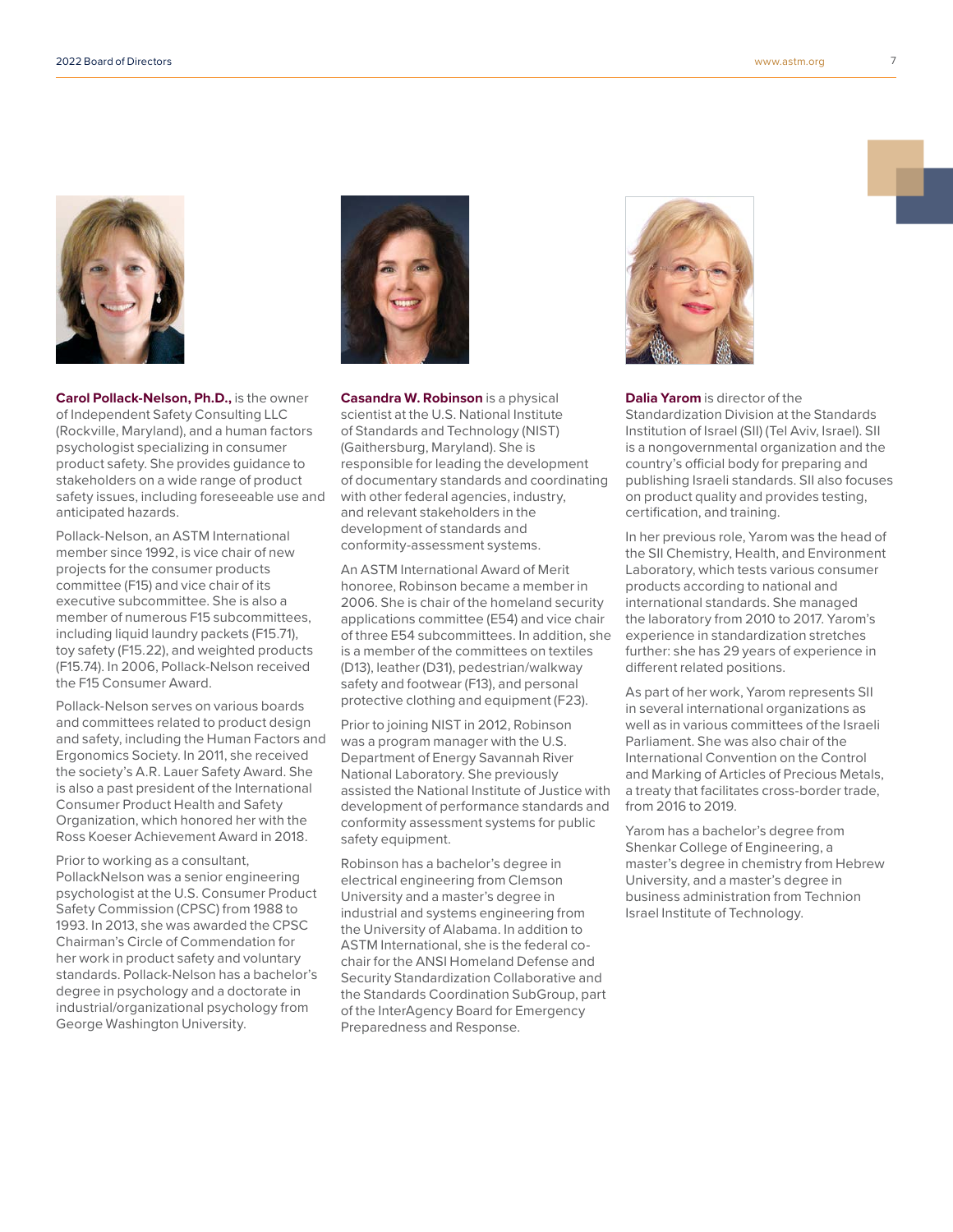**Carol Pollack-Nelson, Ph.D.,** is the owner of Independent Safety Consulting LLC (Rockville, Maryland), and a human factors psychologist specializing in consumer product safety. She provides guidance to stakeholders on a wide range of product safety issues, including foreseeable use and anticipated hazards.

Pollack-Nelson, an ASTM International member since 1992, is vice chair of new projects for the consumer products committee (F15) and vice chair of its executive subcommittee. She is also a member of numerous F15 subcommittees, including liquid laundry packets (F15.71), toy safety (F15.22), and weighted products (F15.74). In 2006, Pollack-Nelson received the F15 Consumer Award.

Pollack-Nelson serves on various boards and committees related to product design and safety, including the Human Factors and Ergonomics Society. In 2011, she received the society's A.R. Lauer Safety Award. She is also a past president of the International Consumer Product Health and Safety Organization, which honored her with the Ross Koeser Achievement Award in 2018.

Prior to working as a consultant, PollackNelson was a senior engineering psychologist at the U.S. Consumer Product Safety Commission (CPSC) from 1988 to 1993. In 2013, she was awarded the CPSC Chairman's Circle of Commendation for her work in product safety and voluntary standards. Pollack-Nelson has a bachelor's degree in psychology and a doctorate in industrial/organizational psychology from George Washington University.

**Casandra W. Robinson** is a physical scientist at the U.S. National Institute of Standards and Technology (NIST) (Gaithersburg, Maryland). She is responsible for leading the development of documentary standards and coordinating with other federal agencies, industry, and relevant stakeholders in the development of standards and conformity-assessment systems.

An ASTM International Award of Merit honoree, Robinson became a member in 2006. She is chair of the homeland security applications committee (E54) and vice chair of three E54 subcommittees. In addition, she is a member of the committees on textiles (D13), leather (D31), pedestrian/walkway safety and footwear (F13), and personal protective clothing and equipment (F23).

Prior to joining NIST in 2012, Robinson was a program manager with the U.S. Department of Energy Savannah River National Laboratory. She previously assisted the National Institute of Justice with development of performance standards and conformity assessment systems for public safety equipment.

Robinson has a bachelor's degree in electrical engineering from Clemson University and a master's degree in industrial and systems engineering from the University of Alabama. In addition to ASTM International, she is the federal co-chair for the ANSI Homeland Defense and Security Standardization Collaborative and the Standards Coordination SubGroup, part of the InterAgency Board for Emergency Preparedness and Response.

**Dalia Yarom** is director of the Standardization Division at the Standards Institution of Israel (SII) (Tel Aviv, Israel). SII is a nongovernmental organization and the country's official body for preparing and publishing Israeli standards. SII also focuses on product quality and provides testing, certification, and training.

In her previous role, Yarom was the head of the SII Chemistry, Health, and Environment Laboratory, which tests various consumer products according to national and international standards. She managed the laboratory from 2010 to 2017. Yarom's experience in standardization stretches further: she has 29 years of experience in different related positions.

As part of her work, Yarom represents SII in several international organizations as well as in various committees of the Israeli Parliament. She was also chair of the International Convention on the Control and Marking of Articles of Precious Metals, a treaty that facilitates cross-border trade, from 2016 to 2019.

Yarom has a bachelor's degree from Shenkar College of Engineering, a master's degree in chemistry from Hebrew University, and a master's degree in business administration from Technion Israel Institute of Technology.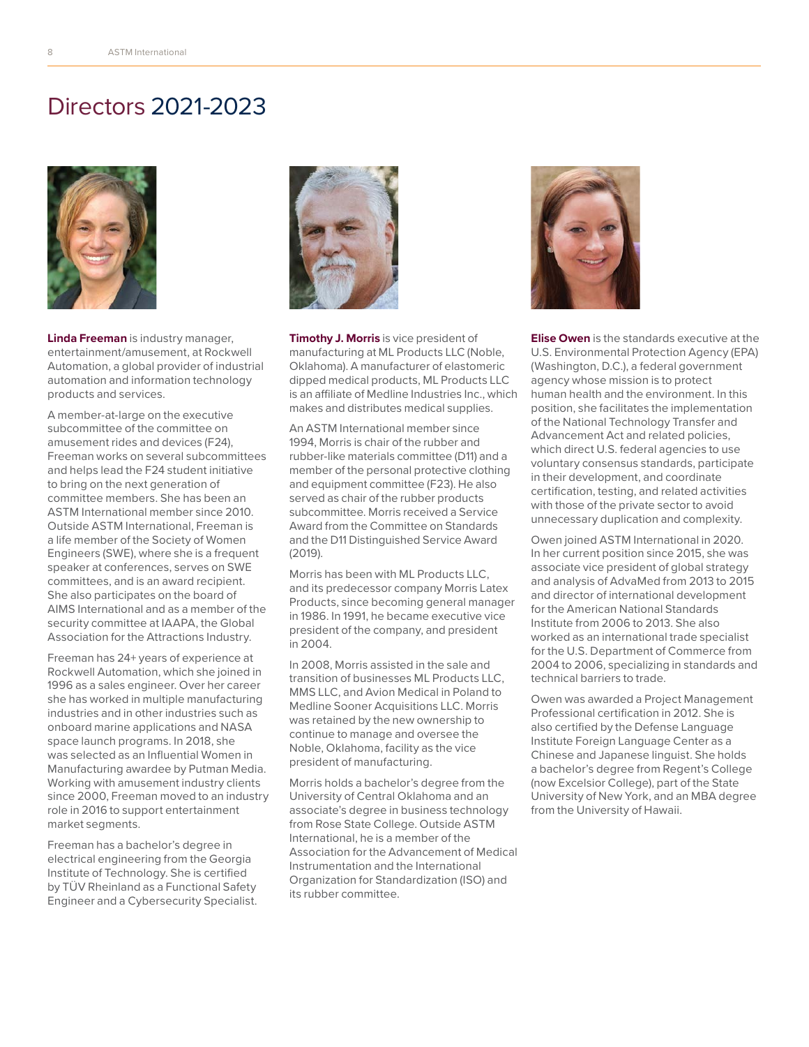# Directors 2021-2023

**Linda Freeman** is industry manager, entertainment/amusement, at Rockwell Automation, a global provider of industrial automation and information technology products and services.

A member-at-large on the executive subcommittee of the committee on amusement rides and devices (F24), Freeman works on several subcommittees and helps lead the F24 student initiative to bring on the next generation of committee members. She has been an ASTM International member since 2010. Outside ASTM International, Freeman is a life member of the Society of Women Engineers (SWE), where she is a frequent speaker at conferences, serves on SWE committees, and is an award recipient. She also participates on the board of AIMS International and as a member of the security committee at IAAPA, the Global Association for the Attractions Industry.

Freeman has 24+ years of experience at Rockwell Automation, which she joined in 1996 as a sales engineer. Over her career she has worked in multiple manufacturing industries and in other industries such as onboard marine applications and NASA space launch programs. In 2018, she was selected as an Influential Women in Manufacturing awardee by Putman Media. Working with amusement industry clients since 2000, Freeman moved to an industry role in 2016 to support entertainment market segments.

Freeman has a bachelor's degree in electrical engineering from the Georgia Institute of Technology. She is certified by TÜV Rheinland as a Functional Safety Engineer and a Cybersecurity Specialist.

**Timothy J. Morris** is vice president of manufacturing at ML Products LLC (Noble, Oklahoma). A manufacturer of elastomeric dipped medical products, ML Products LLC is an affiliate of Medline Industries Inc., which makes and distributes medical supplies.

An ASTM International member since 1994, Morris is chair of the rubber and rubber-like materials committee (D11) and a member of the personal protective clothing and equipment committee (F23). He also served as chair of the rubber products subcommittee. Morris received a Service Award from the Committee on Standards and the D11 Distinguished Service Award (2019).

Morris has been with ML Products LLC, and its predecessor company Morris Latex Products, since becoming general manager in 1986. In 1991, he became executive vice president of the company, and president in 2004.

In 2008, Morris assisted in the sale and transition of businesses ML Products LLC, MMS LLC, and Avion Medical in Poland to Medline Sooner Acquisitions LLC. Morris was retained by the new ownership to continue to manage and oversee the Noble, Oklahoma, facility as the vice president of manufacturing.

Morris holds a bachelor's degree from the University of Central Oklahoma and an associate's degree in business technology from Rose State College. Outside ASTM International, he is a member of the Association for the Advancement of Medical Instrumentation and the International Organization for Standardization (ISO) and its rubber committee.

**Elise Owen** is the standards executive at the U.S. Environmental Protection Agency (EPA) (Washington, D.C.), a federal government agency whose mission is to protect human health and the environment. In this position, she facilitates the implementation of the National Technology Transfer and Advancement Act and related policies, which direct U.S. federal agencies to use voluntary consensus standards, participate in their development, and coordinate certification, testing, and related activities with those of the private sector to avoid unnecessary duplication and complexity.

Owen joined ASTM International in 2020. In her current position since 2015, she was associate vice president of global strategy and analysis of AdvaMed from 2013 to 2015 and director of international development for the American National Standards Institute from 2006 to 2013. She also worked as an international trade specialist for the U.S. Department of Commerce from 2004 to 2006, specializing in standards and technical barriers to trade.

Owen was awarded a Project Management Professional certification in 2012. She is also certified by the Defense Language Institute Foreign Language Center as a Chinese and Japanese linguist. She holds a bachelor's degree from Regent's College (now Excelsior College), part of the State University of New York, and an MBA degree from the University of Hawaii.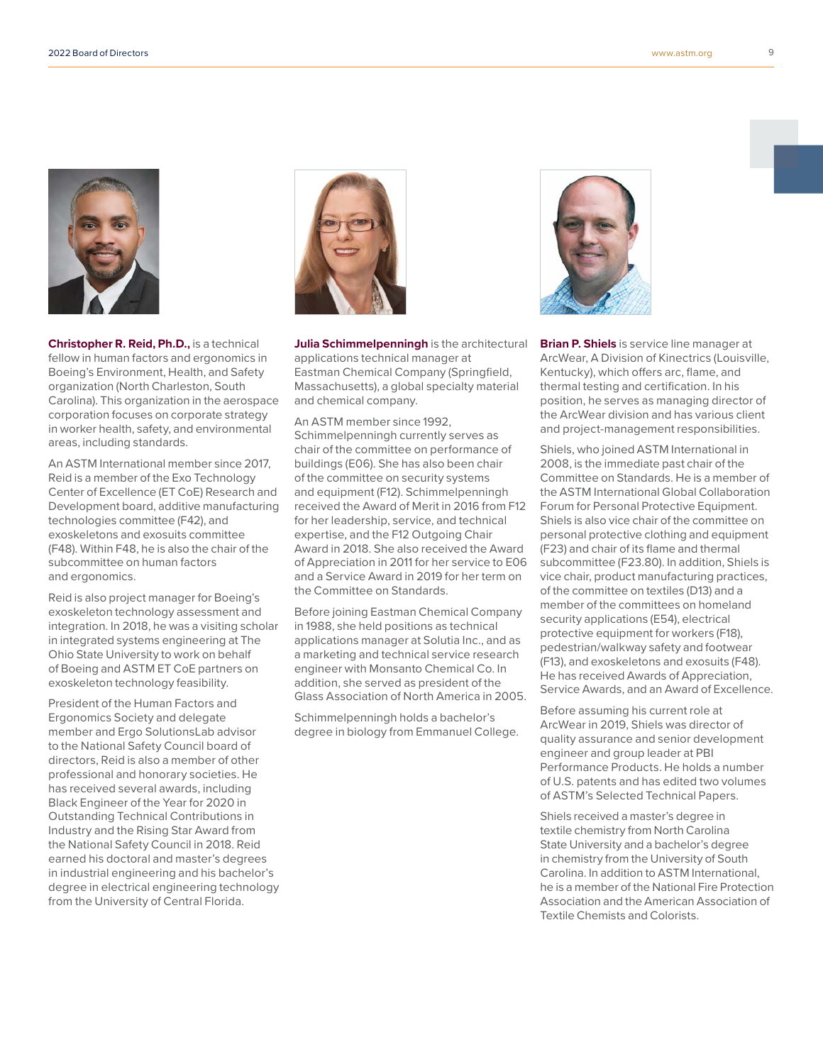**Christopher R. Reid, Ph.D.,** is a technical fellow in human factors and ergonomics in Boeing's Environment, Health, and Safety organization (North Charleston, South Carolina). This organization in the aerospace corporation focuses on corporate strategy in worker health, safety, and environmental areas, including standards.

An ASTM International member since 2017, Reid is a member of the Exo Technology Center of Excellence (ET CoE) Research and Development board, additive manufacturing technologies committee (F42), and exoskeletons and exosuits committee (F48). Within F48, he is also the chair of the subcommittee on human factors and ergonomics.

Reid is also project manager for Boeing's exoskeleton technology assessment and integration. In 2018, he was a visiting scholar in integrated systems engineering at The Ohio State University to work on behalf of Boeing and ASTM ET CoE partners on exoskeleton technology feasibility.

President of the Human Factors and Ergonomics Society and delegate member and Ergo SolutionsLab advisor to the National Safety Council board of directors, Reid is also a member of other professional and honorary societies. He has received several awards, including Black Engineer of the Year for 2020 in Outstanding Technical Contributions in Industry and the Rising Star Award from the National Safety Council in 2018. Reid earned his doctoral and master's degrees in industrial engineering and his bachelor's degree in electrical engineering technology from the University of Central Florida.

**Julia Schimmelpenningh** is the architectural applications technical manager at Eastman Chemical Company (Springfield, Massachusetts), a global specialty material and chemical company.

An ASTM member since 1992, Schimmelpenningh currently serves as chair of the committee on performance of buildings (E06). She has also been chair of the committee on security systems and equipment (F12). Schimmelpenningh received the Award of Merit in 2016 from F12 for her leadership, service, and technical expertise, and the F12 Outgoing Chair Award in 2018. She also received the Award of Appreciation in 2011 for her service to E06 and a Service Award in 2019 for her term on the Committee on Standards.

Before joining Eastman Chemical Company in 1988, she held positions as technical applications manager at Solutia Inc., and as a marketing and technical service research engineer with Monsanto Chemical Co. In addition, she served as president of the Glass Association of North America in 2005.

Schimmelpenningh holds a bachelor's degree in biology from Emmanuel College.

**Brian P. Shiels** is service line manager at ArcWear, A Division of Kinectrics (Louisville, Kentucky), which offers arc, flame, and thermal testing and certification. In his position, he serves as managing director of the ArcWear division and has various client and project-management responsibilities.

Shiels, who joined ASTM International in 2008, is the immediate past chair of the Committee on Standards. He is a member of the ASTM International Global Collaboration Forum for Personal Protective Equipment. Shiels is also vice chair of the committee on personal protective clothing and equipment (F23) and chair of its flame and thermal subcommittee (F23.80). In addition, Shiels is vice chair, product manufacturing practices, of the committee on textiles (D13) and a member of the committees on homeland security applications (E54), electrical protective equipment for workers (F18), pedestrian/walkway safety and footwear (F13), and exoskeletons and exosuits (F48). He has received Awards of Appreciation, Service Awards, and an Award of Excellence.

Before assuming his current role at ArcWear in 2019, Shiels was director of quality assurance and senior development engineer and group leader at PBI Performance Products. He holds a number of U.S. patents and has edited two volumes of ASTM's Selected Technical Papers.

Shiels received a master's degree in textile chemistry from North Carolina State University and a bachelor's degree in chemistry from the University of South Carolina. In addition to ASTM International, he is a member of the National Fire Protection Association and the American Association of Textile Chemists and Colorists.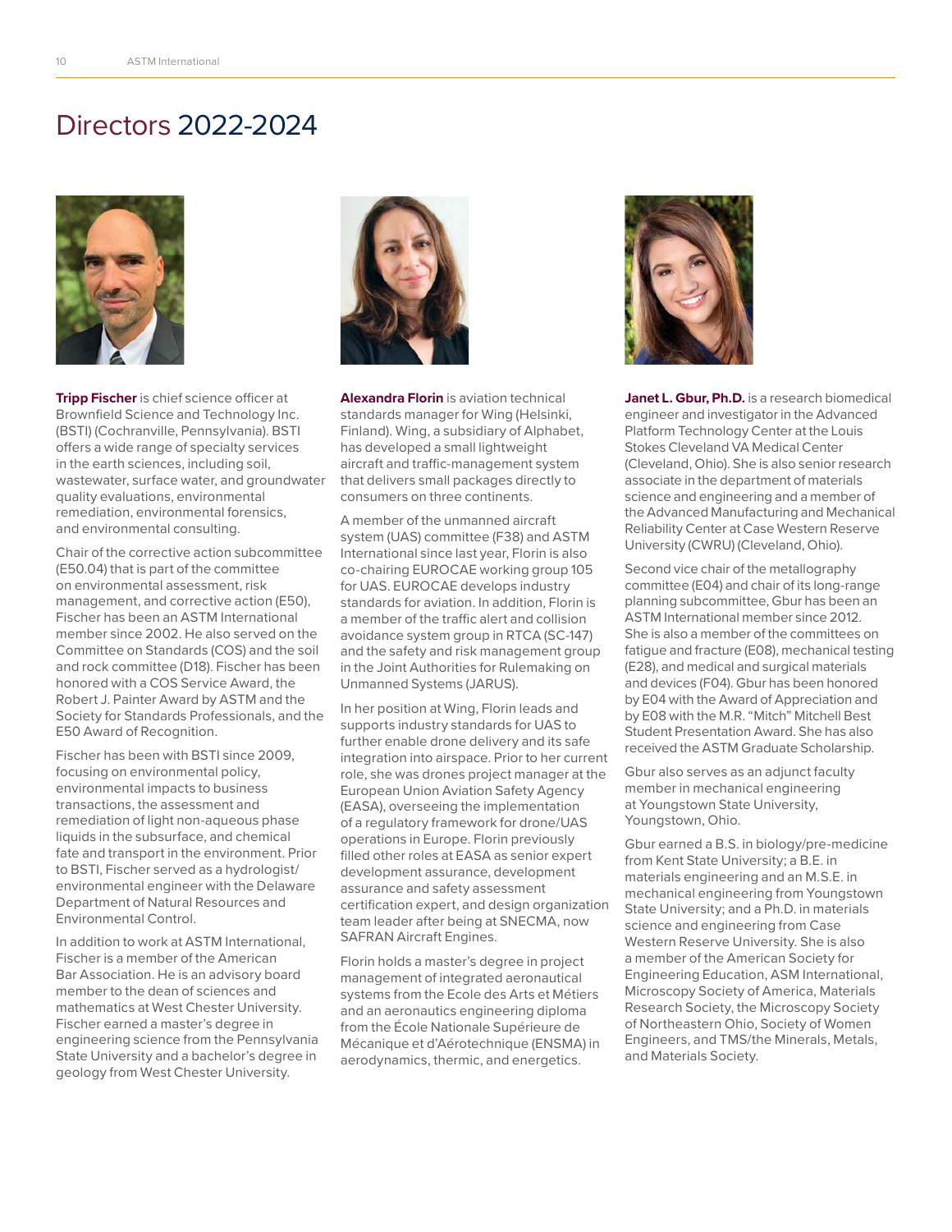# Directors 2022-2024

**Tripp Fischer** is chief science officer at Brownfield Science and Technology Inc. (BSTI) (Cochranville, Pennsylvania). BSTI offers a wide range of specialty services in the earth sciences, including soil, wastewater, surface water, and groundwater quality evaluations, environmental remediation, environmental forensics, and environmental consulting.

Chair of the corrective action subcommittee (E50.04) that is part of the committee on environmental assessment, risk management, and corrective action (E50), Fischer has been an ASTM International member since 2002. He also served on the Committee on Standards (COS) and the soil and rock committee (D18). Fischer has been honored with a COS Service Award, the Robert J. Painter Award by ASTM and the Society for Standards Professionals, and the E50 Award of Recognition.

Fischer has been with BSTI since 2009, focusing on environmental policy, environmental impacts to business transactions, the assessment and remediation of light non-aqueous phase liquids in the subsurface, and chemical fate and transport in the environment. Prior to BSTI, Fischer served as a hydrologist/environmental engineer with the Delaware Department of Natural Resources and Environmental Control.

In addition to work at ASTM International, Fischer is a member of the American Bar Association. He is an advisory board member to the dean of sciences and mathematics at West Chester University. Fischer earned a master's degree in engineering science from the Pennsylvania State University and a bachelor's degree in geology from West Chester University.

**Alexandra Florin** is aviation technical standards manager for Wing (Helsinki, Finland). Wing, a subsidiary of Alphabet, has developed a small lightweight aircraft and traffic-management system that delivers small packages directly to consumers on three continents.

A member of the unmanned aircraft system (UAS) committee (F38) and ASTM International since last year, Florin is also co-chairing EUROCAE working group 105 for UAS. EUROCAE develops industry standards for aviation. In addition, Florin is a member of the traffic alert and collision avoidance system group in RTCA (SC-147) and the safety and risk management group in the Joint Authorities for Rulemaking on Unmanned Systems (JARUS).

In her position at Wing, Florin leads and supports industry standards for UAS to further enable drone delivery and its safe integration into airspace. Prior to her current role, she was drones project manager at the European Union Aviation Safety Agency (EASA), overseeing the implementation of a regulatory framework for drone/UAS operations in Europe. Florin previously filled other roles at EASA as senior expert development assurance, development assurance and safety assessment certification expert, and design organization team leader after being at SNECMA, now SAFRAN Aircraft Engines.

Florin holds a master's degree in project management of integrated aeronautical systems from the Ecole des Arts et Métiers and an aeronautics engineering diploma from the École Nationale Supérieure de Mécanique et d'Aérotechnique (ENSMA) in aerodynamics, thermic, and energetics.

**Janet L. Gbur, Ph.D.** is a research biomedical engineer and investigator in the Advanced Platform Technology Center at the Louis Stokes Cleveland VA Medical Center (Cleveland, Ohio). She is also senior research associate in the department of materials science and engineering and a member of the Advanced Manufacturing and Mechanical Reliability Center at Case Western Reserve University (CWRU) (Cleveland, Ohio).

Second vice chair of the metallography committee (E04) and chair of its long-range planning subcommittee, Gbur has been an ASTM International member since 2012. She is also a member of the committees on fatigue and fracture (E08), mechanical testing (E28), and medical and surgical materials and devices (F04). Gbur has been honored by E04 with the Award of Appreciation and by E08 with the M.R. "Mitch" Mitchell Best Student Presentation Award. She has also received the ASTM Graduate Scholarship.

Gbur also serves as an adjunct faculty member in mechanical engineering at Youngstown State University, Youngstown, Ohio.

Gbur earned a B.S. in biology/pre-medicine from Kent State University; a B.E. in materials engineering and an M.S.E. in mechanical engineering from Youngstown State University; and a Ph.D. in materials science and engineering from Case Western Reserve University. She is also a member of the American Society for Engineering Education, ASM International, Microscopy Society of America, Materials Research Society, the Microscopy Society of Northeastern Ohio, Society of Women Engineers, and TMS/the Minerals, Metals, and Materials Society.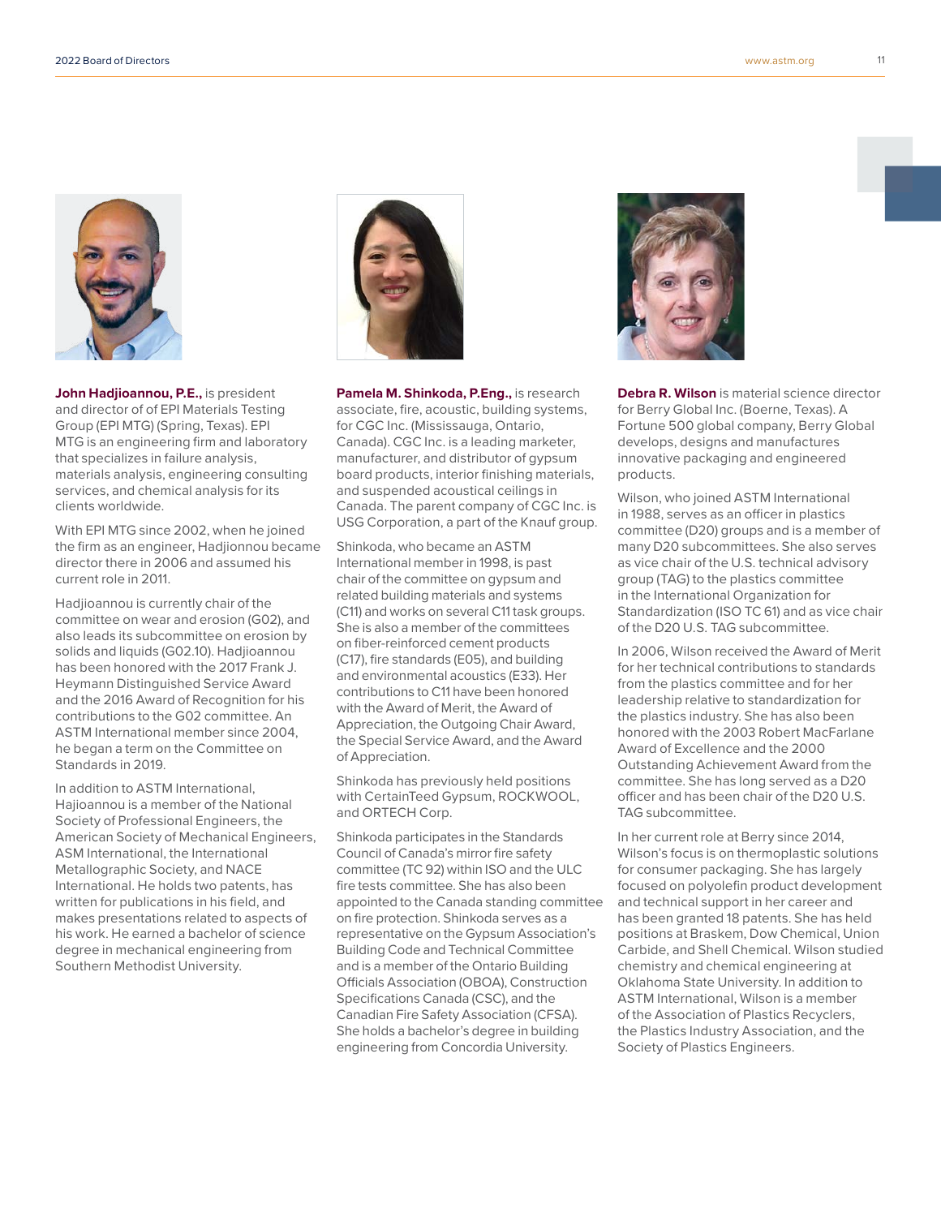**John Hadjioannou, P.E.,** is president and director of of EPI Materials Testing Group (EPI MTG) (Spring, Texas). EPI MTG is an engineering firm and laboratory that specializes in failure analysis, materials analysis, engineering consulting services, and chemical analysis for its clients worldwide.

With EPI MTG since 2002, when he joined the firm as an engineer, Hadjionnou became director there in 2006 and assumed his current role in 2011.

Hadjioannou is currently chair of the committee on wear and erosion (G02), and also leads its subcommittee on erosion by solids and liquids (G02.10). Hadjioannou has been honored with the 2017 Frank J. Heymann Distinguished Service Award and the 2016 Award of Recognition for his contributions to the G02 committee. An ASTM International member since 2004, he began a term on the Committee on Standards in 2019.

In addition to ASTM International, Hajioannou is a member of the National Society of Professional Engineers, the American Society of Mechanical Engineers, ASM International, the International Metallographic Society, and NACE International. He holds two patents, has written for publications in his field, and makes presentations related to aspects of his work. He earned a bachelor of science degree in mechanical engineering from Southern Methodist University.

**Pamela M. Shinkoda, P.Eng.,** is research associate, fire, acoustic, building systems, for CGC Inc. (Mississauga, Ontario, Canada). CGC Inc. is a leading marketer, manufacturer, and distributor of gypsum board products, interior finishing materials, and suspended acoustical ceilings in Canada. The parent company of CGC Inc. is USG Corporation, a part of the Knauf group.

Shinkoda, who became an ASTM International member in 1998, is past chair of the committee on gypsum and related building materials and systems (C11) and works on several C11 task groups. She is also a member of the committees on fiber-reinforced cement products (C17), fire standards (E05), and building and environmental acoustics (E33). Her contributions to C11 have been honored with the Award of Merit, the Award of Appreciation, the Outgoing Chair Award, the Special Service Award, and the Award of Appreciation.

Shinkoda has previously held positions with CertainTeed Gypsum, ROCKWOOL, and ORTECH Corp.

Shinkoda participates in the Standards Council of Canada's mirror fire safety committee (TC 92) within ISO and the ULC fire tests committee. She has also been appointed to the Canada standing committee on fire protection. Shinkoda serves as a representative on the Gypsum Association's Building Code and Technical Committee and is a member of the Ontario Building Officials Association (OBOA), Construction Specifications Canada (CSC), and the Canadian Fire Safety Association (CFSA). She holds a bachelor's degree in building engineering from Concordia University.

**Debra R. Wilson** is material science director for Berry Global Inc. (Boerne, Texas). A Fortune 500 global company, Berry Global develops, designs and manufactures innovative packaging and engineered products.

Wilson, who joined ASTM International in 1988, serves as an officer in plastics committee (D20) groups and is a member of many D20 subcommittees. She also serves as vice chair of the U.S. technical advisory group (TAG) to the plastics committee in the International Organization for Standardization (ISO TC 61) and as vice chair of the D20 U.S. TAG subcommittee.

In 2006, Wilson received the Award of Merit for her technical contributions to standards from the plastics committee and for her leadership relative to standardization for the plastics industry. She has also been honored with the 2003 Robert MacFarlane Award of Excellence and the 2000 Outstanding Achievement Award from the committee. She has long served as a D20 officer and has been chair of the D20 U.S. TAG subcommittee.

In her current role at Berry since 2014, Wilson's focus is on thermoplastic solutions for consumer packaging. She has largely focused on polyolefin product development and technical support in her career and has been granted 18 patents. She has held positions at Braskem, Dow Chemical, Union Carbide, and Shell Chemical. Wilson studied chemistry and chemical engineering at Oklahoma State University. In addition to ASTM International, Wilson is a member of the Association of Plastics Recyclers, the Plastics Industry Association, and the Society of Plastics Engineers.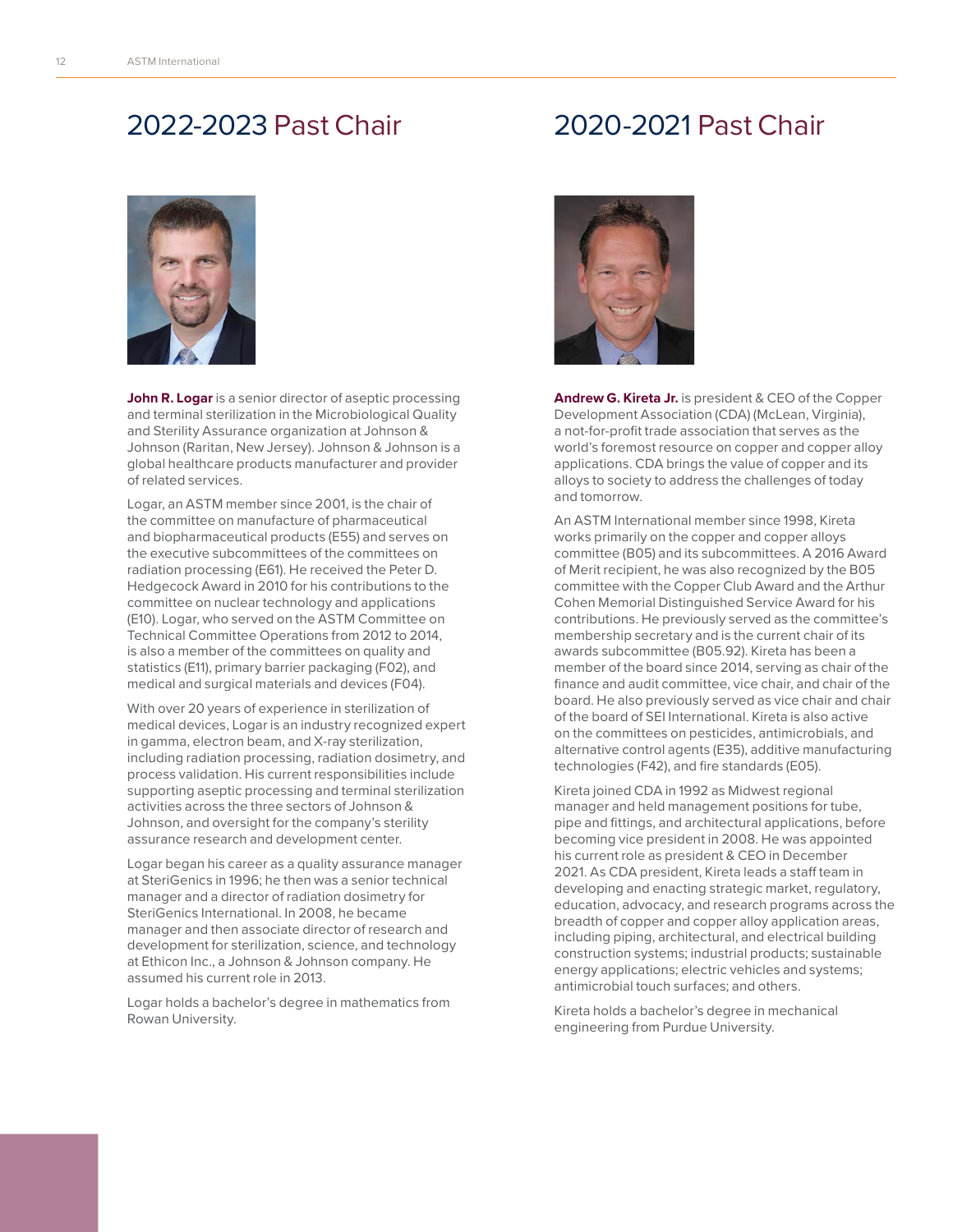## 2022-2023 Past Chair

**John R. Logar** is a senior director of aseptic processing and terminal sterilization in the Microbiological Quality and Sterility Assurance organization at Johnson & Johnson (Raritan, New Jersey). Johnson & Johnson is a global healthcare products manufacturer and provider of related services.

Logar, an ASTM member since 2001, is the chair of the committee on manufacture of pharmaceutical and biopharmaceutical products (E55) and serves on the executive subcommittees of the committees on radiation processing (E61). He received the Peter D. Hedgecock Award in 2010 for his contributions to the committee on nuclear technology and applications (E10). Logar, who served on the ASTM Committee on Technical Committee Operations from 2012 to 2014, is also a member of the committees on quality and statistics (E11), primary barrier packaging (F02), and medical and surgical materials and devices (F04).

With over 20 years of experience in sterilization of medical devices, Logar is an industry recognized expert in gamma, electron beam, and X-ray sterilization, including radiation processing, radiation dosimetry, and process validation. His current responsibilities include supporting aseptic processing and terminal sterilization activities across the three sectors of Johnson & Johnson, and oversight for the company's sterility assurance research and development center.

Logar began his career as a quality assurance manager at SteriGenics in 1996; he then was a senior technical manager and a director of radiation dosimetry for SteriGenics International. In 2008, he became manager and then associate director of research and development for sterilization, science, and technology at Ethicon Inc., a Johnson & Johnson company. He assumed his current role in 2013.

Logar holds a bachelor's degree in mathematics from Rowan University.

## 2020-2021 Past Chair

**Andrew G. Kireta Jr.** is president & CEO of the Copper Development Association (CDA) (McLean, Virginia), a not-for-profit trade association that serves as the world's foremost resource on copper and copper alloy applications. CDA brings the value of copper and its alloys to society to address the challenges of today and tomorrow.

An ASTM International member since 1998, Kireta works primarily on the copper and copper alloys committee (B05) and its subcommittees. A 2016 Award of Merit recipient, he was also recognized by the B05 committee with the Copper Club Award and the Arthur Cohen Memorial Distinguished Service Award for his contributions. He previously served as the committee's membership secretary and is the current chair of its awards subcommittee (B05.92). Kireta has been a member of the board since 2014, serving as chair of the finance and audit committee, vice chair, and chair of the board. He also previously served as vice chair and chair of the board of SEI International. Kireta is also active on the committees on pesticides, antimicrobials, and alternative control agents (E35), additive manufacturing technologies (F42), and fire standards (E05).

Kireta joined CDA in 1992 as Midwest regional manager and held management positions for tube, pipe and fittings, and architectural applications, before becoming vice president in 2008. He was appointed his current role as president & CEO in December 2021. As CDA president, Kireta leads a staff team in developing and enacting strategic market, regulatory, education, advocacy, and research programs across the breadth of copper and copper alloy application areas, including piping, architectural, and electrical building construction systems; industrial products; sustainable energy applications; electric vehicles and systems; antimicrobial touch surfaces; and others.

Kireta holds a bachelor's degree in mechanical engineering from Purdue University.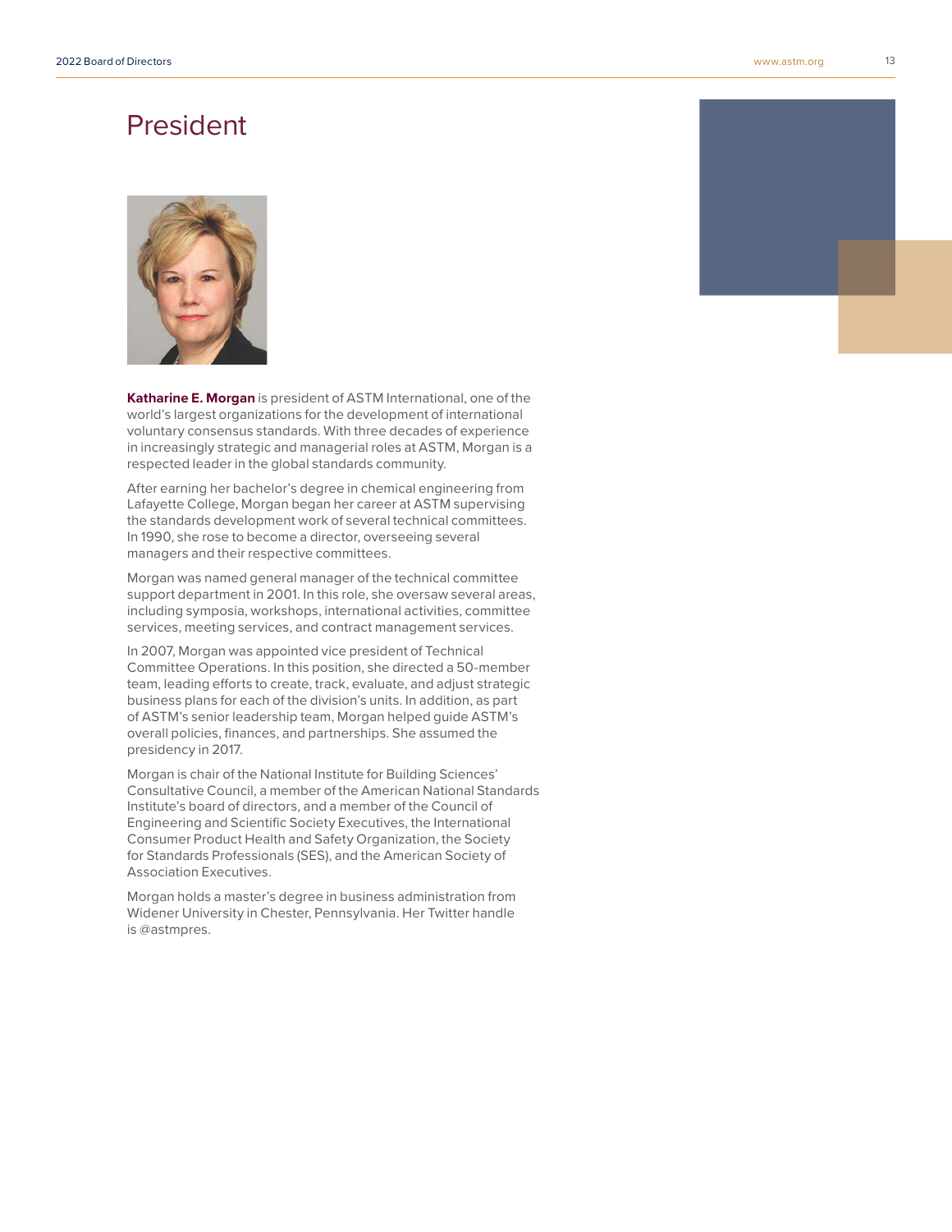# President

**Katharine E. Morgan** is president of ASTM International, one of the world's largest organizations for the development of international voluntary consensus standards. With three decades of experience in increasingly strategic and managerial roles at ASTM, Morgan is a respected leader in the global standards community.

After earning her bachelor's degree in chemical engineering from Lafayette College, Morgan began her career at ASTM supervising the standards development work of several technical committees. In 1990, she rose to become a director, overseeing several managers and their respective committees.

Morgan was named general manager of the technical committee support department in 2001. In this role, she oversaw several areas, including symposia, workshops, international activities, committee services, meeting services, and contract management services.

In 2007, Morgan was appointed vice president of Technical Committee Operations. In this position, she directed a 50-member team, leading efforts to create, track, evaluate, and adjust strategic business plans for each of the division's units. In addition, as part of ASTM's senior leadership team, Morgan helped guide ASTM's overall policies, finances, and partnerships. She assumed the presidency in 2017.

Morgan is chair of the National Institute for Building Sciences' Consultative Council, a member of the American National Standards Institute's board of directors, and a member of the Council of Engineering and Scientific Society Executives, the International Consumer Product Health and Safety Organization, the Society for Standards Professionals (SES), and the American Society of Association Executives.

Morgan holds a master's degree in business administration from Widener University in Chester, Pennsylvania. Her Twitter handle is @astmpres.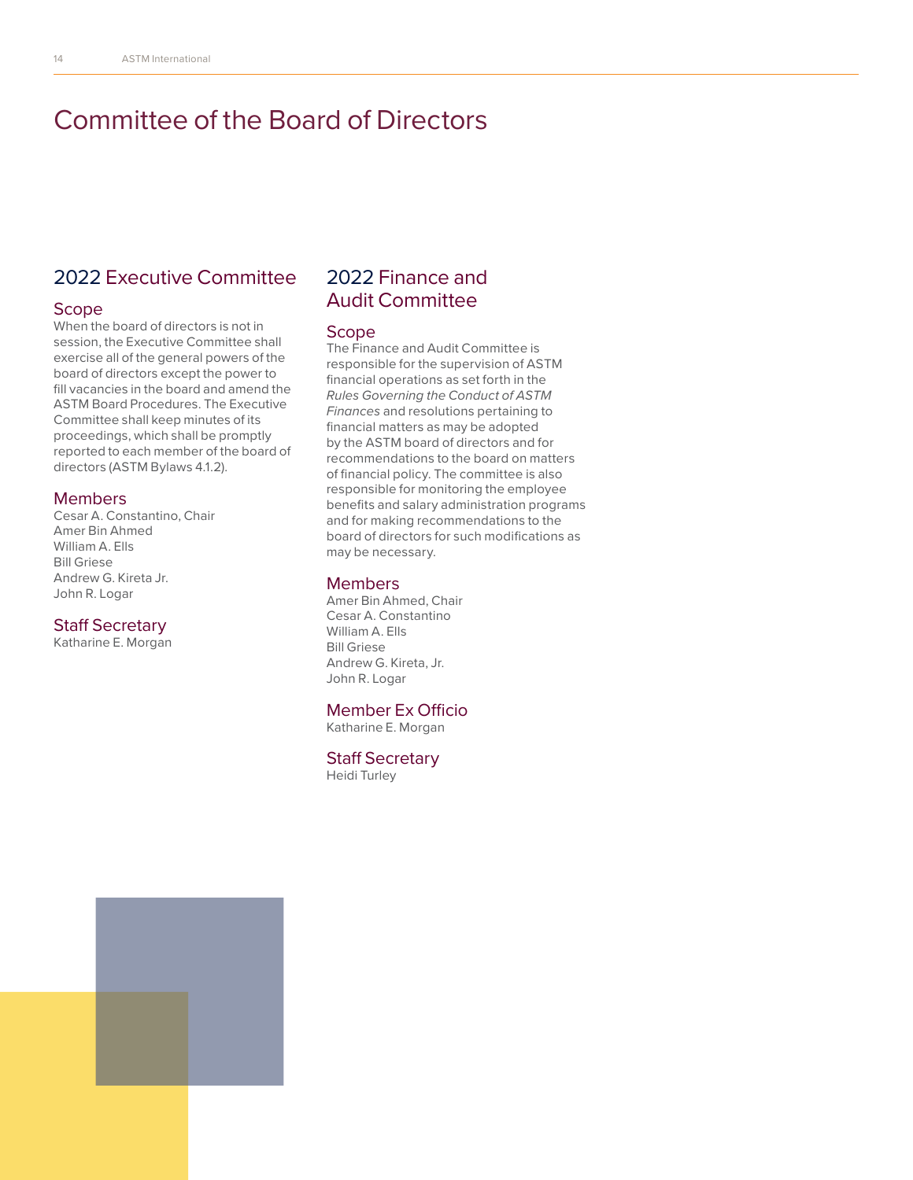# Committee of the Board of Directors

## 2022 Executive Committee

### Scope

When the board of directors is not in session, the Executive Committee shall exercise all of the general powers of the board of directors except the power to fill vacancies in the board and amend the ASTM Board Procedures. The Executive Committee shall keep minutes of its proceedings, which shall be promptly reported to each member of the board of directors (ASTM Bylaws 4.1.2).

### Members

Cesar A. Constantino, Chair
Amer Bin Ahmed
William A. Ells
Bill Griese
Andrew G. Kireta Jr.
John R. Logar

### Staff Secretary

Katharine E. Morgan

## 2022 Finance and Audit Committee

### Scope

The Finance and Audit Committee is responsible for the supervision of ASTM financial operations as set forth in the *Rules Governing the Conduct of ASTM Finances* and resolutions pertaining to financial matters as may be adopted by the ASTM board of directors and for recommendations to the board on matters of financial policy. The committee is also responsible for monitoring the employee benefits and salary administration programs and for making recommendations to the board of directors for such modifications as may be necessary.

### Members

Amer Bin Ahmed, Chair
Cesar A. Constantino
William A. Ells
Bill Griese
Andrew G. Kireta, Jr.
John R. Logar

### Member Ex Officio

Katharine E. Morgan

### Staff Secretary

Heidi Turley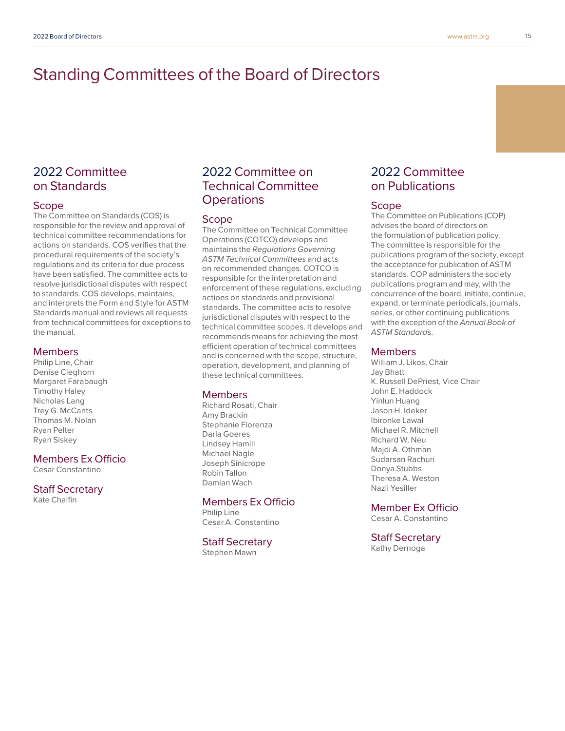# Standing Committees of the Board of Directors

## 2022 Committee on Standards

### Scope

The Committee on Standards (COS) is responsible for the review and approval of technical committee recommendations for actions on standards. COS verifies that the procedural requirements of the society's regulations and its criteria for due process have been satisfied. The committee acts to resolve jurisdictional disputes with respect to standards. COS develops, maintains, and interprets the Form and Style for ASTM Standards manual and reviews all requests from technical committees for exceptions to the manual.

### Members

Philip Line, Chair
Denise Cleghorn
Margaret Farabaugh
Timothy Haley
Nicholas Lang
Trey G. McCants
Thomas M. Nolan
Ryan Pelter
Ryan Siskey

### Members Ex Officio

Cesar Constantino

### Staff Secretary

Kate Chalfin

## 2022 Committee on Technical Committee Operations

### Scope

The Committee on Technical Committee Operations (COTCO) develops and maintains the *Regulations Governing ASTM Technical Committees* and acts on recommended changes. COTCO is responsible for the interpretation and enforcement of these regulations, excluding actions on standards and provisional standards. The committee acts to resolve jurisdictional disputes with respect to the technical committee scopes. It develops and recommends means for achieving the most efficient operation of technical committees and is concerned with the scope, structure, operation, development, and planning of these technical committees.

### Members

Richard Rosati, Chair
Amy Brackin
Stephanie Fiorenza
Darla Goeres
Lindsey Hamill
Michael Nagle
Joseph Sinicrope
Robin Tallon
Damian Wach

### Members Ex Officio

Philip Line
Cesar A. Constantino

### Staff Secretary

Stephen Mawn

## 2022 Committee on Publications

### Scope

The Committee on Publications (COP) advises the board of directors on the formulation of publication policy. The committee is responsible for the publications program of the society, except the acceptance for publication of ASTM standards. COP administers the society publications program and may, with the concurrence of the board, initiate, continue, expand, or terminate periodicals, journals, series, or other continuing publications with the exception of the *Annual Book of ASTM Standards*.

### Members

William J. Likos, Chair
Jay Bhatt
K. Russell DePriest, Vice Chair
John E. Haddock
Yinlun Huang
Jason H. Ideker
Ibironke Lawal
Michael R. Mitchell
Richard W. Neu
Majdi A. Othman
Sudarsan Rachuri
Donya Stubbs
Theresa A. Weston
Nazli Yesiller

### Member Ex Officio

Cesar A. Constantino

### Staff Secretary

Kathy Dernoga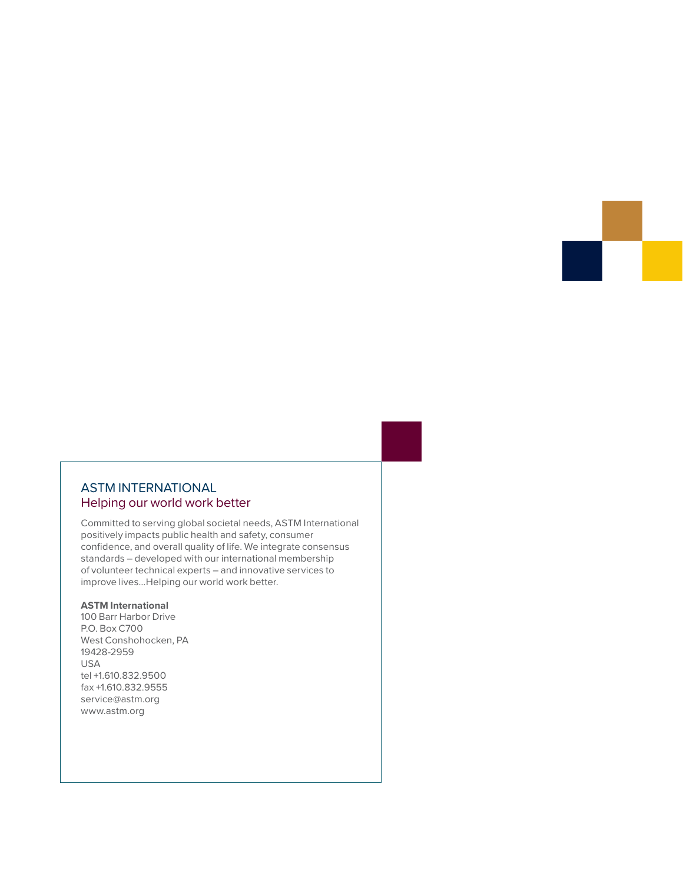## ASTM INTERNATIONAL

### Helping our world work better

Committed to serving global societal needs, ASTM International positively impacts public health and safety, consumer confidence, and overall quality of life. We integrate consensus standards – developed with our international membership of volunteer technical experts – and innovative services to improve lives...Helping our world work better.

**ASTM International**
100 Barr Harbor Drive
P.O. Box C700
West Conshohocken, PA
19428-2959
USA
tel +1.610.832.9500
fax +1.610.832.9555
service@astm.org
www.astm.org